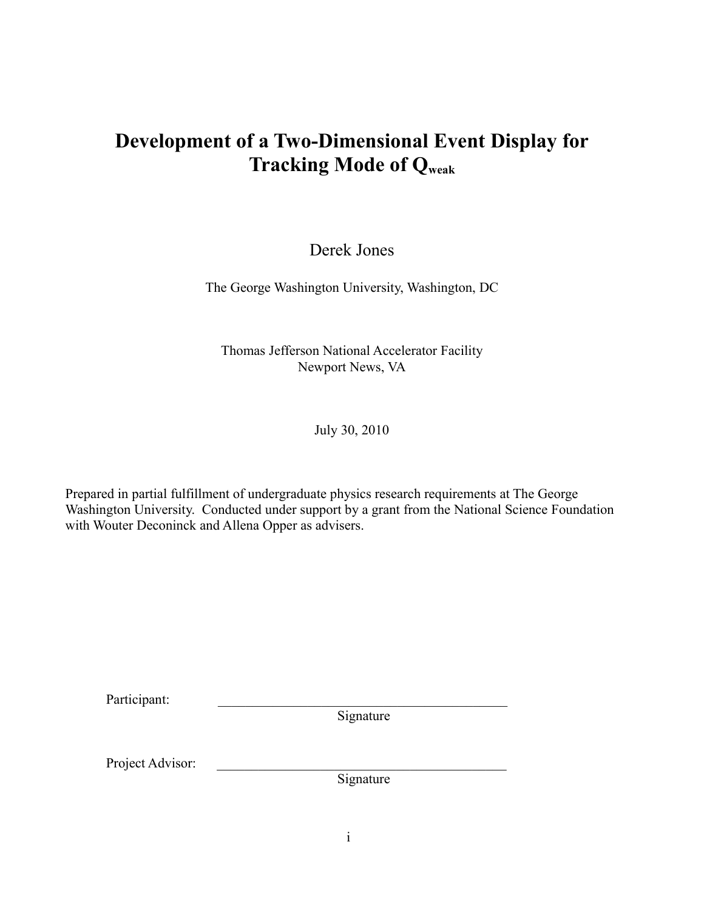# Development of a Two-Dimensional Event Display for Tracking Mode of $Q_{weak}$

Derek Jones

The George Washington University, Washington, DC

Thomas Jefferson National Accelerator Facility
Newport News, VA

July 30, 2010

Prepared in partial fulfillment of undergraduate physics research requirements at The George Washington University. Conducted under support by a grant from the National Science Foundation with Wouter Deconinck and Allena Opper as advisers.

Participant: ____________________________________________
Signature

Project Advisor: ____________________________________________
Signature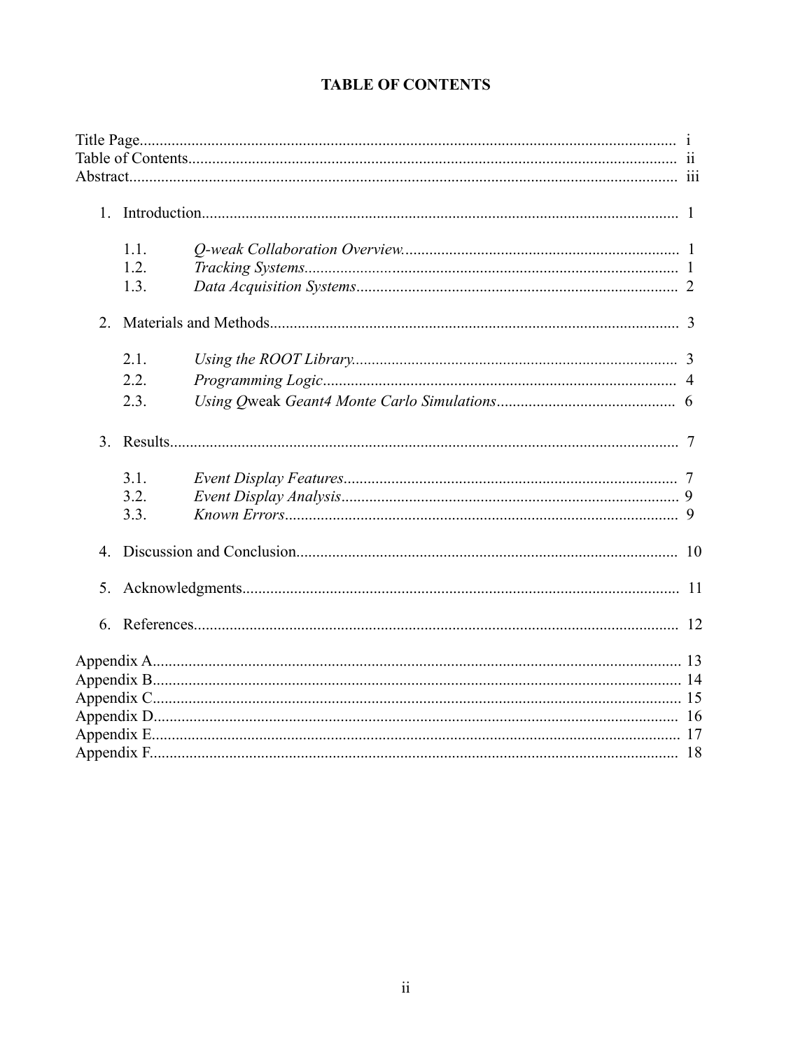# TABLE OF CONTENTS

Title Page........................................................................................................................ i
Table of Contents............................................................................................................ ii
Abstract........................................................................................................................... iii

1. Introduction........................................................................................................... 1
   - 1.1. *Q-weak Collaboration Overview*..................................................................... 1
   - 1.2. *Tracking Systems*............................................................................................ 1
   - 1.3. *Data Acquisition Systems*............................................................................... 2
2. Materials and Methods........................................................................................... 3
   - 2.1. *Using the ROOT Library*................................................................................. 3
   - 2.2. *Programming Logic*........................................................................................ 4
   - 2.3. *Using Q*weak *Geant4 Monte Carlo Simulations*............................................ 6
3. Results.................................................................................................................... 7
   - 3.1. *Event Display Features*................................................................................... 7
   - 3.2. *Event Display Analysis*................................................................................... 9
   - 3.3. *Known Errors*.................................................................................................. 9
4. Discussion and Conclusion..................................................................................... 10
5. Acknowledgments.................................................................................................. 11
6. References.............................................................................................................. 12

Appendix A.................................................................................................................... 13
Appendix B.................................................................................................................... 14
Appendix C.................................................................................................................... 15
Appendix D.................................................................................................................... 16
Appendix E.................................................................................................................... 17
Appendix F.................................................................................................................... 18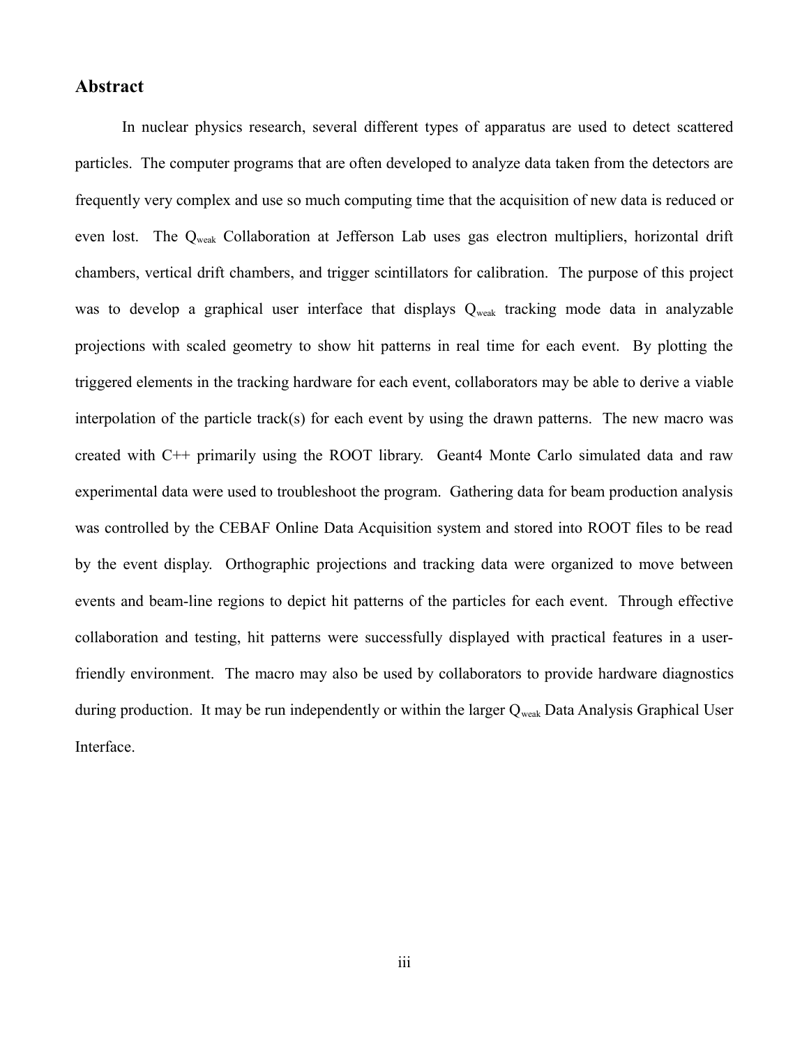## Abstract

In nuclear physics research, several different types of apparatus are used to detect scattered particles. The computer programs that are often developed to analyze data taken from the detectors are frequently very complex and use so much computing time that the acquisition of new data is reduced or even lost. The $Q_{weak}$ Collaboration at Jefferson Lab uses gas electron multipliers, horizontal drift chambers, vertical drift chambers, and trigger scintillators for calibration. The purpose of this project was to develop a graphical user interface that displays $Q_{weak}$ tracking mode data in analyzable projections with scaled geometry to show hit patterns in real time for each event. By plotting the triggered elements in the tracking hardware for each event, collaborators may be able to derive a viable interpolation of the particle track(s) for each event by using the drawn patterns. The new macro was created with C++ primarily using the ROOT library. Geant4 Monte Carlo simulated data and raw experimental data were used to troubleshoot the program. Gathering data for beam production analysis was controlled by the CEBAF Online Data Acquisition system and stored into ROOT files to be read by the event display. Orthographic projections and tracking data were organized to move between events and beam-line regions to depict hit patterns of the particles for each event. Through effective collaboration and testing, hit patterns were successfully displayed with practical features in a user-friendly environment. The macro may also be used by collaborators to provide hardware diagnostics during production. It may be run independently or within the larger $Q_{weak}$ Data Analysis Graphical User Interface.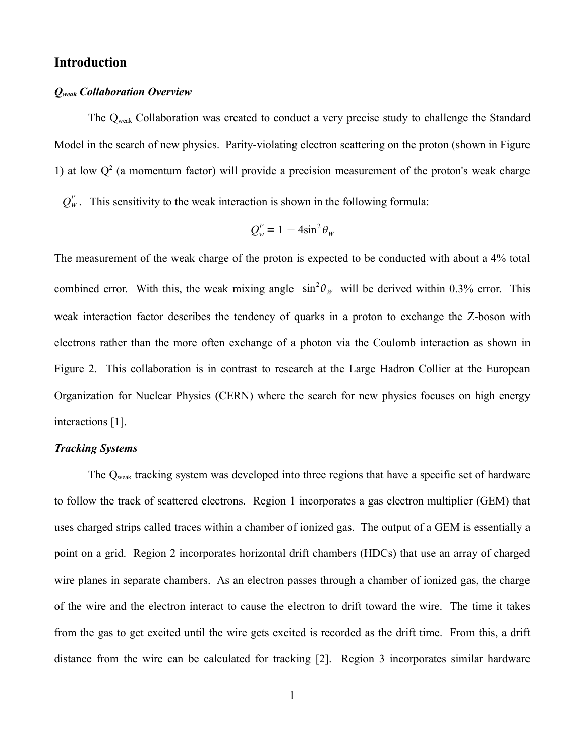## Introduction

### *$Q_{weak}$ Collaboration Overview*

The $Q_{weak}$ Collaboration was created to conduct a very precise study to challenge the Standard Model in the search of new physics. Parity-violating electron scattering on the proton (shown in Figure 1) at low $Q^2$ (a momentum factor) will provide a precision measurement of the proton's weak charge $Q_W^P$. This sensitivity to the weak interaction is shown in the following formula:

$$Q_w^P = 1 - 4\sin^2\theta_W$$

The measurement of the weak charge of the proton is expected to be conducted with about a 4% total combined error. With this, the weak mixing angle $\sin^2\theta_W$ will be derived within 0.3% error. This weak interaction factor describes the tendency of quarks in a proton to exchange the Z-boson with electrons rather than the more often exchange of a photon via the Coulomb interaction as shown in Figure 2. This collaboration is in contrast to research at the Large Hadron Collier at the European Organization for Nuclear Physics (CERN) where the search for new physics focuses on high energy interactions [1].

### *Tracking Systems*

The $Q_{weak}$ tracking system was developed into three regions that have a specific set of hardware to follow the track of scattered electrons. Region 1 incorporates a gas electron multiplier (GEM) that uses charged strips called traces within a chamber of ionized gas. The output of a GEM is essentially a point on a grid. Region 2 incorporates horizontal drift chambers (HDCs) that use an array of charged wire planes in separate chambers. As an electron passes through a chamber of ionized gas, the charge of the wire and the electron interact to cause the electron to drift toward the wire. The time it takes from the gas to get excited until the wire gets excited is recorded as the drift time. From this, a drift distance from the wire can be calculated for tracking [2]. Region 3 incorporates similar hardware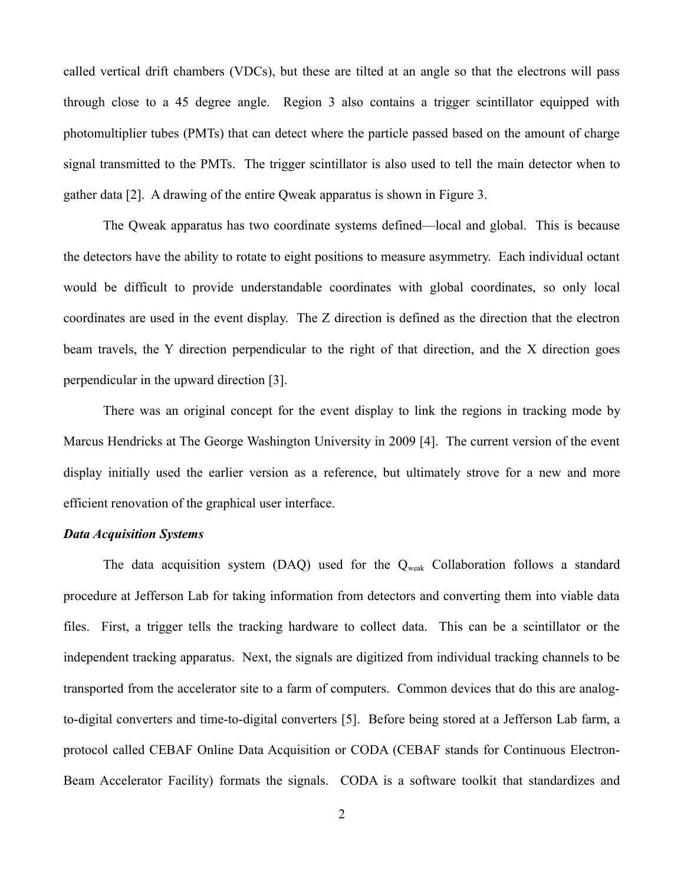called vertical drift chambers (VDCs), but these are tilted at an angle so that the electrons will pass through close to a 45 degree angle. Region 3 also contains a trigger scintillator equipped with photomultiplier tubes (PMTs) that can detect where the particle passed based on the amount of charge signal transmitted to the PMTs. The trigger scintillator is also used to tell the main detector when to gather data [2]. A drawing of the entire Qweak apparatus is shown in Figure 3.

The Qweak apparatus has two coordinate systems defined—local and global. This is because the detectors have the ability to rotate to eight positions to measure asymmetry. Each individual octant would be difficult to provide understandable coordinates with global coordinates, so only local coordinates are used in the event display. The Z direction is defined as the direction that the electron beam travels, the Y direction perpendicular to the right of that direction, and the X direction goes perpendicular in the upward direction [3].

There was an original concept for the event display to link the regions in tracking mode by Marcus Hendricks at The George Washington University in 2009 [4]. The current version of the event display initially used the earlier version as a reference, but ultimately strove for a new and more efficient renovation of the graphical user interface.

***Data Acquisition Systems***

The data acquisition system (DAQ) used for the $Q_{weak}$ Collaboration follows a standard procedure at Jefferson Lab for taking information from detectors and converting them into viable data files. First, a trigger tells the tracking hardware to collect data. This can be a scintillator or the independent tracking apparatus. Next, the signals are digitized from individual tracking channels to be transported from the accelerator site to a farm of computers. Common devices that do this are analog-to-digital converters and time-to-digital converters [5]. Before being stored at a Jefferson Lab farm, a protocol called CEBAF Online Data Acquisition or CODA (CEBAF stands for Continuous Electron-Beam Accelerator Facility) formats the signals. CODA is a software toolkit that standardizes and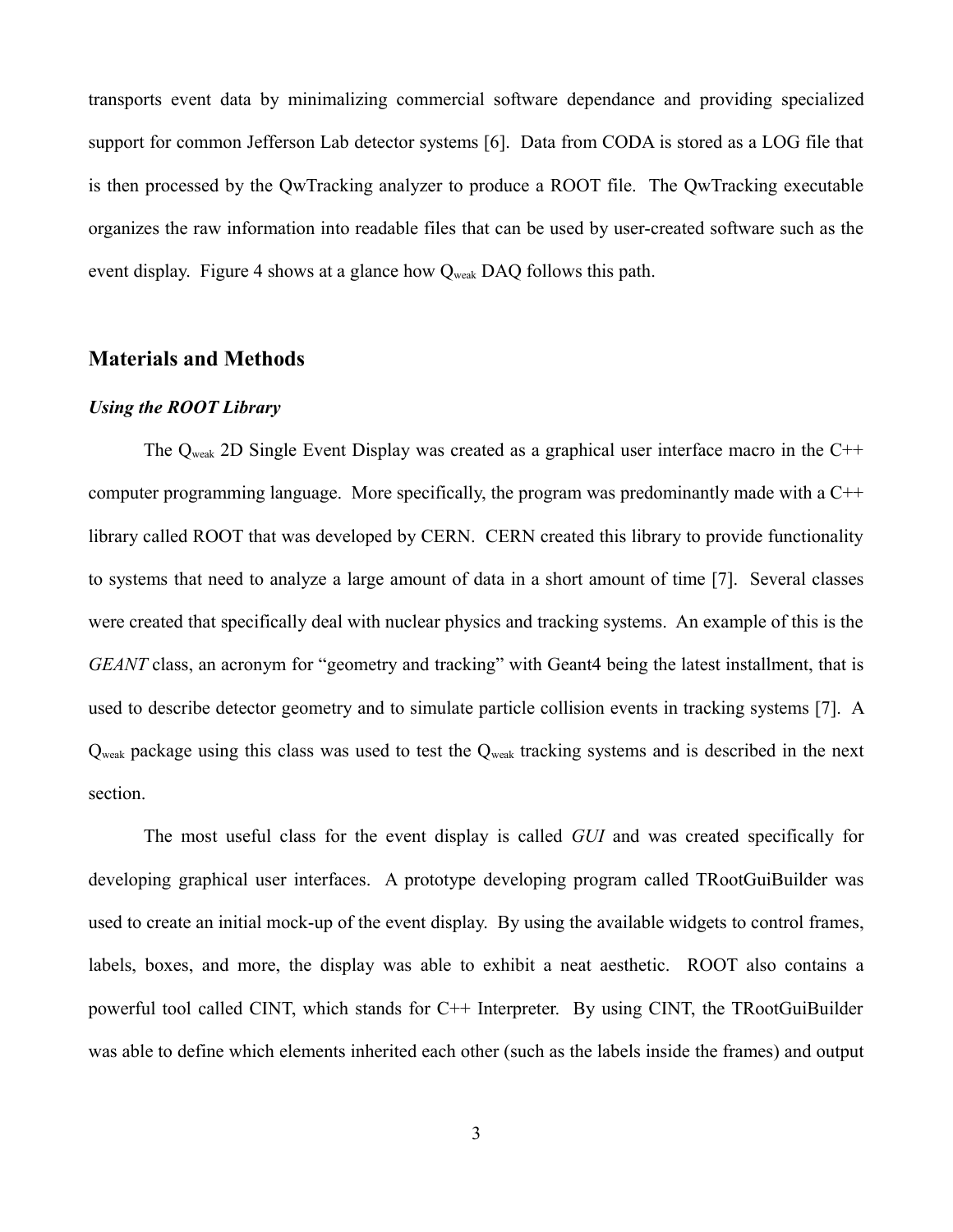transports event data by minimalizing commercial software dependance and providing specialized support for common Jefferson Lab detector systems [6]. Data from CODA is stored as a LOG file that is then processed by the QwTracking analyzer to produce a ROOT file. The QwTracking executable organizes the raw information into readable files that can be used by user-created software such as the event display. Figure 4 shows at a glance how $Q_{weak}$ DAQ follows this path.

## Materials and Methods

### *Using the ROOT Library*

The $Q_{weak}$ 2D Single Event Display was created as a graphical user interface macro in the C++ computer programming language. More specifically, the program was predominantly made with a C++ library called ROOT that was developed by CERN. CERN created this library to provide functionality to systems that need to analyze a large amount of data in a short amount of time [7]. Several classes were created that specifically deal with nuclear physics and tracking systems. An example of this is the *GEANT* class, an acronym for "geometry and tracking" with Geant4 being the latest installment, that is used to describe detector geometry and to simulate particle collision events in tracking systems [7]. A $Q_{weak}$ package using this class was used to test the $Q_{weak}$ tracking systems and is described in the next section.

The most useful class for the event display is called *GUI* and was created specifically for developing graphical user interfaces. A prototype developing program called TRootGuiBuilder was used to create an initial mock-up of the event display. By using the available widgets to control frames, labels, boxes, and more, the display was able to exhibit a neat aesthetic. ROOT also contains a powerful tool called CINT, which stands for C++ Interpreter. By using CINT, the TRootGuiBuilder was able to define which elements inherited each other (such as the labels inside the frames) and output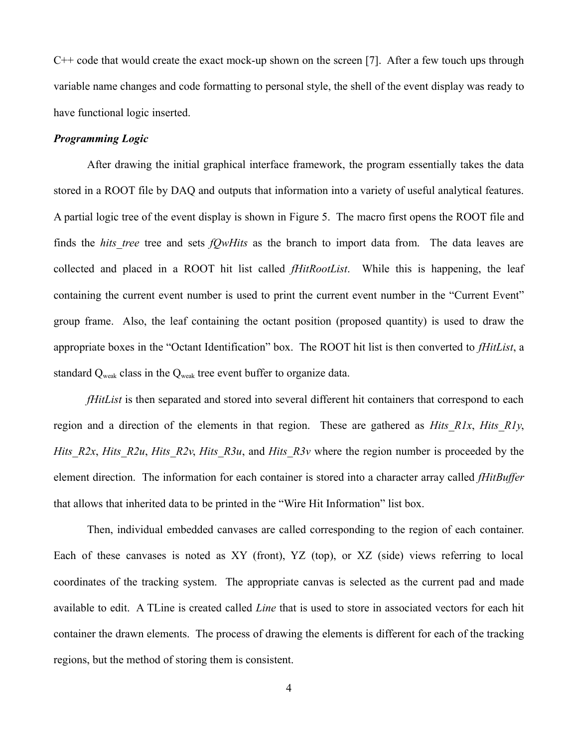C++ code that would create the exact mock-up shown on the screen [7]. After a few touch ups through variable name changes and code formatting to personal style, the shell of the event display was ready to have functional logic inserted.

***Programming Logic***

After drawing the initial graphical interface framework, the program essentially takes the data stored in a ROOT file by DAQ and outputs that information into a variety of useful analytical features. A partial logic tree of the event display is shown in Figure 5. The macro first opens the ROOT file and finds the *hits_tree* tree and sets *fQwHits* as the branch to import data from. The data leaves are collected and placed in a ROOT hit list called *fHitRootList*. While this is happening, the leaf containing the current event number is used to print the current event number in the "Current Event" group frame. Also, the leaf containing the octant position (proposed quantity) is used to draw the appropriate boxes in the "Octant Identification" box. The ROOT hit list is then converted to *fHitList*, a standard $Q_{weak}$ class in the $Q_{weak}$ tree event buffer to organize data.

*fHitList* is then separated and stored into several different hit containers that correspond to each region and a direction of the elements in that region. These are gathered as *Hits_R1x*, *Hits_R1y*, *Hits_R2x*, *Hits_R2u*, *Hits_R2v*, *Hits_R3u*, and *Hits_R3v* where the region number is proceeded by the element direction. The information for each container is stored into a character array called *fHitBuffer* that allows that inherited data to be printed in the "Wire Hit Information" list box.

Then, individual embedded canvases are called corresponding to the region of each container. Each of these canvases is noted as XY (front), YZ (top), or XZ (side) views referring to local coordinates of the tracking system. The appropriate canvas is selected as the current pad and made available to edit. A TLine is created called *Line* that is used to store in associated vectors for each hit container the drawn elements. The process of drawing the elements is different for each of the tracking regions, but the method of storing them is consistent.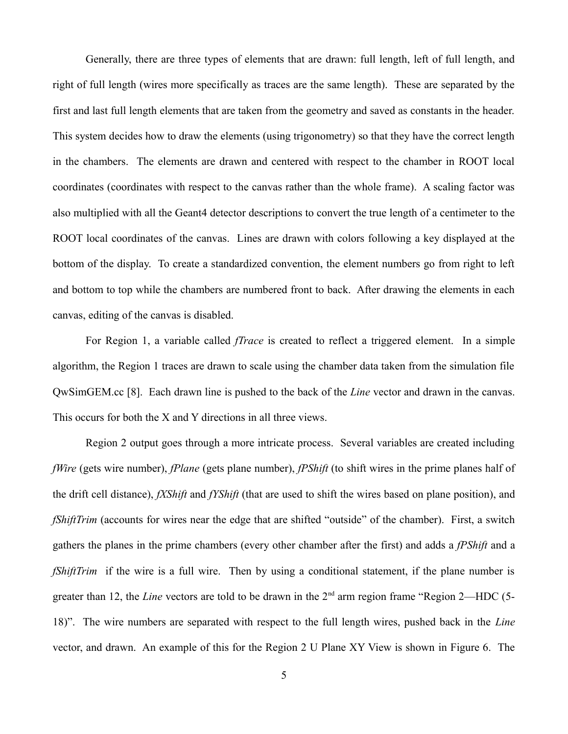Generally, there are three types of elements that are drawn: full length, left of full length, and right of full length (wires more specifically as traces are the same length). These are separated by the first and last full length elements that are taken from the geometry and saved as constants in the header. This system decides how to draw the elements (using trigonometry) so that they have the correct length in the chambers. The elements are drawn and centered with respect to the chamber in ROOT local coordinates (coordinates with respect to the canvas rather than the whole frame). A scaling factor was also multiplied with all the Geant4 detector descriptions to convert the true length of a centimeter to the ROOT local coordinates of the canvas. Lines are drawn with colors following a key displayed at the bottom of the display. To create a standardized convention, the element numbers go from right to left and bottom to top while the chambers are numbered front to back. After drawing the elements in each canvas, editing of the canvas is disabled.

For Region 1, a variable called *fTrace* is created to reflect a triggered element. In a simple algorithm, the Region 1 traces are drawn to scale using the chamber data taken from the simulation file QwSimGEM.cc [8]. Each drawn line is pushed to the back of the *Line* vector and drawn in the canvas. This occurs for both the X and Y directions in all three views.

Region 2 output goes through a more intricate process. Several variables are created including *fWire* (gets wire number), *fPlane* (gets plane number), *fPShift* (to shift wires in the prime planes half of the drift cell distance), *fXShift* and *fYShift* (that are used to shift the wires based on plane position), and *fShiftTrim* (accounts for wires near the edge that are shifted "outside" of the chamber). First, a switch gathers the planes in the prime chambers (every other chamber after the first) and adds a *fPShift* and a *fShiftTrim* if the wire is a full wire. Then by using a conditional statement, if the plane number is greater than 12, the *Line* vectors are told to be drawn in the 2$^{nd}$ arm region frame "Region 2—HDC (5-18)". The wire numbers are separated with respect to the full length wires, pushed back in the *Line* vector, and drawn. An example of this for the Region 2 U Plane XY View is shown in Figure 6. The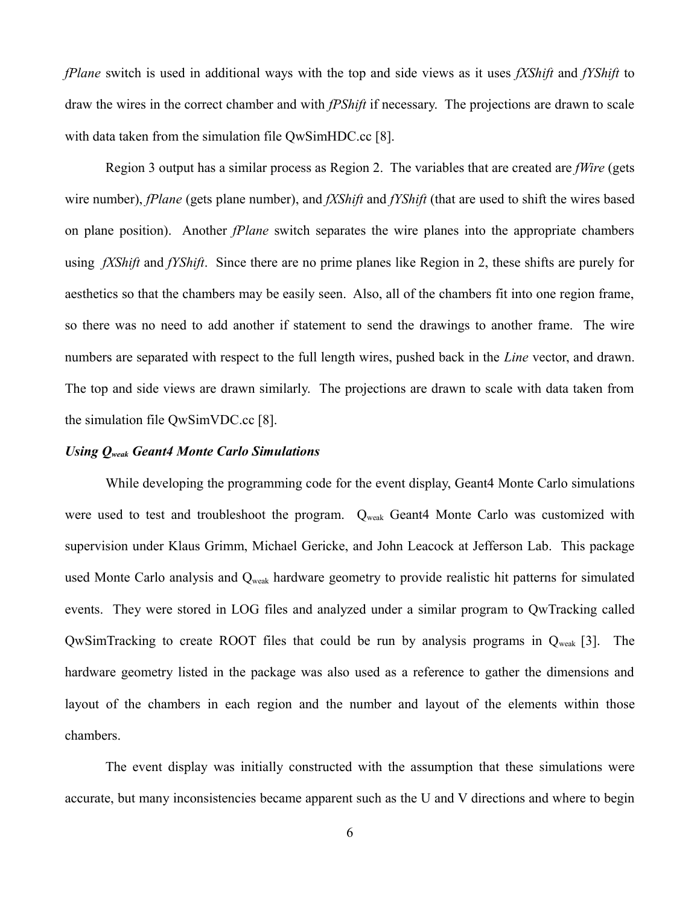*fPlane* switch is used in additional ways with the top and side views as it uses *fXShift* and *fYShift* to draw the wires in the correct chamber and with *fPShift* if necessary. The projections are drawn to scale with data taken from the simulation file QwSimHDC.cc [8].

Region 3 output has a similar process as Region 2. The variables that are created are *fWire* (gets wire number), *fPlane* (gets plane number), and *fXShift* and *fYShift* (that are used to shift the wires based on plane position). Another *fPlane* switch separates the wire planes into the appropriate chambers using *fXShift* and *fYShift*. Since there are no prime planes like Region in 2, these shifts are purely for aesthetics so that the chambers may be easily seen. Also, all of the chambers fit into one region frame, so there was no need to add another if statement to send the drawings to another frame. The wire numbers are separated with respect to the full length wires, pushed back in the *Line* vector, and drawn. The top and side views are drawn similarly. The projections are drawn to scale with data taken from the simulation file QwSimVDC.cc [8].

### *Using $Q_{weak}$ Geant4 Monte Carlo Simulations*

While developing the programming code for the event display, Geant4 Monte Carlo simulations were used to test and troubleshoot the program. $Q_{weak}$ Geant4 Monte Carlo was customized with supervision under Klaus Grimm, Michael Gericke, and John Leacock at Jefferson Lab. This package used Monte Carlo analysis and $Q_{weak}$ hardware geometry to provide realistic hit patterns for simulated events. They were stored in LOG files and analyzed under a similar program to QwTracking called QwSimTracking to create ROOT files that could be run by analysis programs in $Q_{weak}$ [3]. The hardware geometry listed in the package was also used as a reference to gather the dimensions and layout of the chambers in each region and the number and layout of the elements within those chambers.

The event display was initially constructed with the assumption that these simulations were accurate, but many inconsistencies became apparent such as the U and V directions and where to begin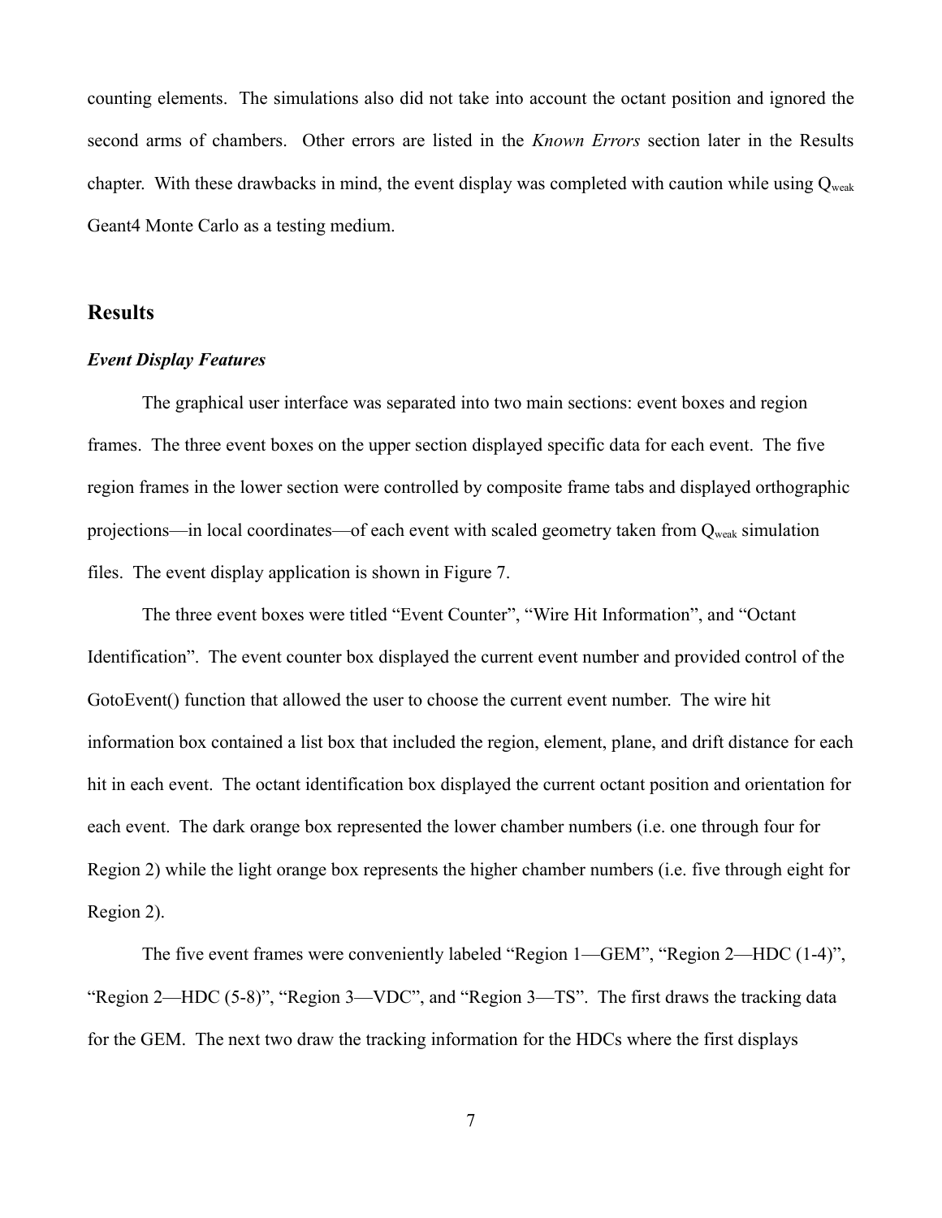counting elements. The simulations also did not take into account the octant position and ignored the second arms of chambers. Other errors are listed in the *Known Errors* section later in the Results chapter. With these drawbacks in mind, the event display was completed with caution while using $Q_{weak}$ Geant4 Monte Carlo as a testing medium.

## Results

### *Event Display Features*

The graphical user interface was separated into two main sections: event boxes and region frames. The three event boxes on the upper section displayed specific data for each event. The five region frames in the lower section were controlled by composite frame tabs and displayed orthographic projections—in local coordinates—of each event with scaled geometry taken from $Q_{weak}$ simulation files. The event display application is shown in Figure 7.

The three event boxes were titled "Event Counter", "Wire Hit Information", and "Octant Identification". The event counter box displayed the current event number and provided control of the GotoEvent() function that allowed the user to choose the current event number. The wire hit information box contained a list box that included the region, element, plane, and drift distance for each hit in each event. The octant identification box displayed the current octant position and orientation for each event. The dark orange box represented the lower chamber numbers (i.e. one through four for Region 2) while the light orange box represents the higher chamber numbers (i.e. five through eight for Region 2).

The five event frames were conveniently labeled "Region 1—GEM", "Region 2—HDC (1-4)", "Region 2—HDC (5-8)", "Region 3—VDC", and "Region 3—TS". The first draws the tracking data for the GEM. The next two draw the tracking information for the HDCs where the first displays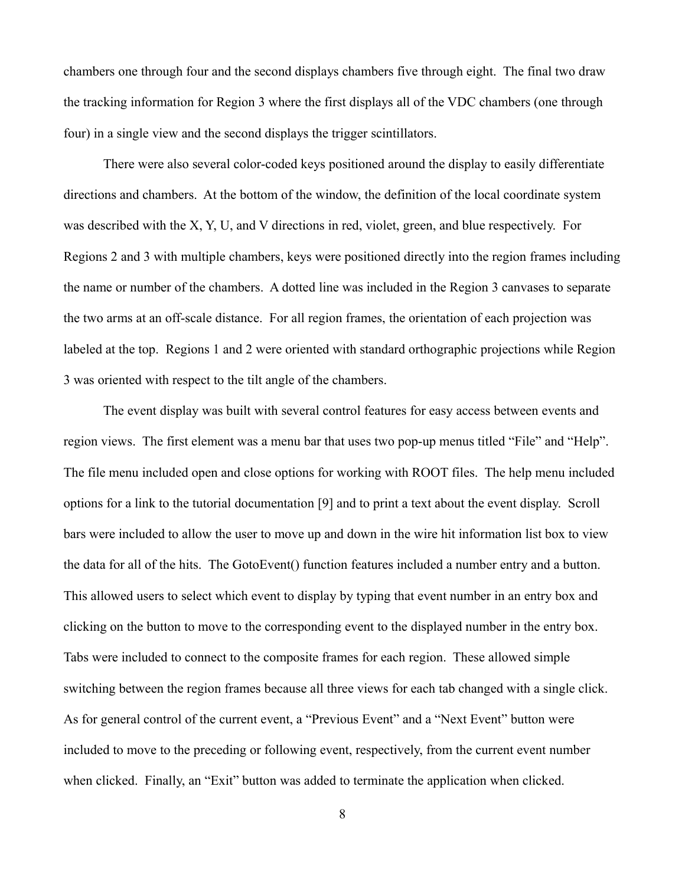chambers one through four and the second displays chambers five through eight. The final two draw the tracking information for Region 3 where the first displays all of the VDC chambers (one through four) in a single view and the second displays the trigger scintillators.

There were also several color-coded keys positioned around the display to easily differentiate directions and chambers. At the bottom of the window, the definition of the local coordinate system was described with the X, Y, U, and V directions in red, violet, green, and blue respectively. For Regions 2 and 3 with multiple chambers, keys were positioned directly into the region frames including the name or number of the chambers. A dotted line was included in the Region 3 canvases to separate the two arms at an off-scale distance. For all region frames, the orientation of each projection was labeled at the top. Regions 1 and 2 were oriented with standard orthographic projections while Region 3 was oriented with respect to the tilt angle of the chambers.

The event display was built with several control features for easy access between events and region views. The first element was a menu bar that uses two pop-up menus titled "File" and "Help". The file menu included open and close options for working with ROOT files. The help menu included options for a link to the tutorial documentation [9] and to print a text about the event display. Scroll bars were included to allow the user to move up and down in the wire hit information list box to view the data for all of the hits. The GotoEvent() function features included a number entry and a button. This allowed users to select which event to display by typing that event number in an entry box and clicking on the button to move to the corresponding event to the displayed number in the entry box. Tabs were included to connect to the composite frames for each region. These allowed simple switching between the region frames because all three views for each tab changed with a single click. As for general control of the current event, a "Previous Event" and a "Next Event" button were included to move to the preceding or following event, respectively, from the current event number when clicked. Finally, an "Exit" button was added to terminate the application when clicked.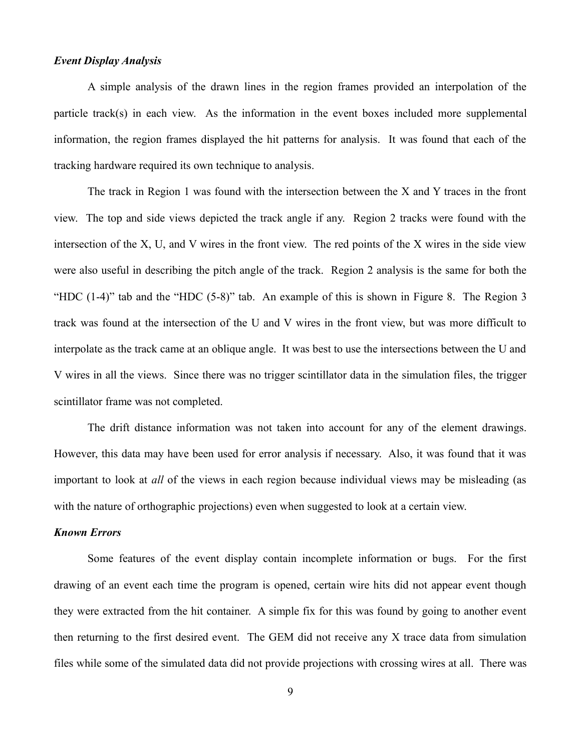### *Event Display Analysis*

A simple analysis of the drawn lines in the region frames provided an interpolation of the particle track(s) in each view. As the information in the event boxes included more supplemental information, the region frames displayed the hit patterns for analysis. It was found that each of the tracking hardware required its own technique to analysis.

The track in Region 1 was found with the intersection between the X and Y traces in the front view. The top and side views depicted the track angle if any. Region 2 tracks were found with the intersection of the X, U, and V wires in the front view. The red points of the X wires in the side view were also useful in describing the pitch angle of the track. Region 2 analysis is the same for both the "HDC (1-4)" tab and the "HDC (5-8)" tab. An example of this is shown in Figure 8. The Region 3 track was found at the intersection of the U and V wires in the front view, but was more difficult to interpolate as the track came at an oblique angle. It was best to use the intersections between the U and V wires in all the views. Since there was no trigger scintillator data in the simulation files, the trigger scintillator frame was not completed.

The drift distance information was not taken into account for any of the element drawings. However, this data may have been used for error analysis if necessary. Also, it was found that it was important to look at *all* of the views in each region because individual views may be misleading (as with the nature of orthographic projections) even when suggested to look at a certain view.

### *Known Errors*

Some features of the event display contain incomplete information or bugs. For the first drawing of an event each time the program is opened, certain wire hits did not appear event though they were extracted from the hit container. A simple fix for this was found by going to another event then returning to the first desired event. The GEM did not receive any X trace data from simulation files while some of the simulated data did not provide projections with crossing wires at all. There was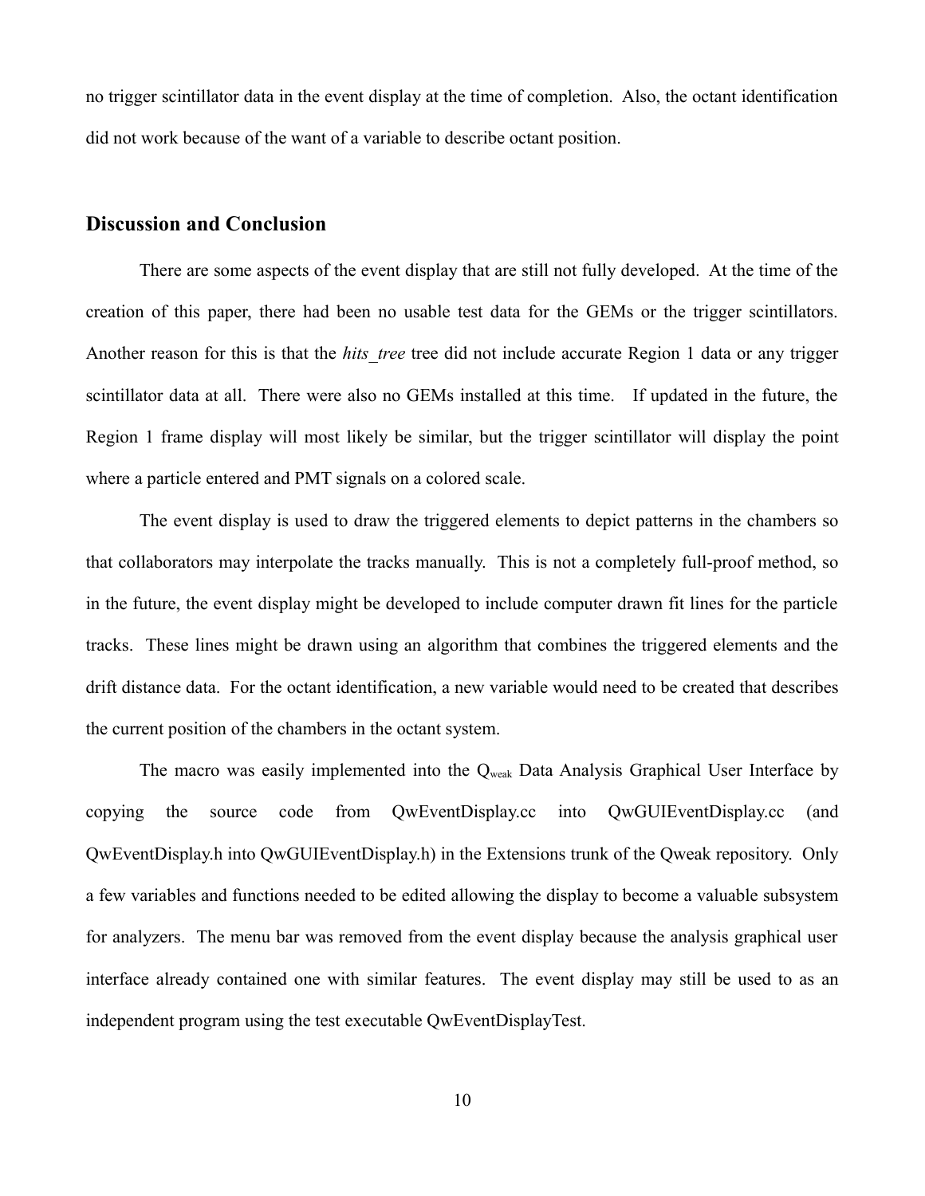no trigger scintillator data in the event display at the time of completion. Also, the octant identification did not work because of the want of a variable to describe octant position.

## Discussion and Conclusion

There are some aspects of the event display that are still not fully developed. At the time of the creation of this paper, there had been no usable test data for the GEMs or the trigger scintillators. Another reason for this is that the *hits_tree* tree did not include accurate Region 1 data or any trigger scintillator data at all. There were also no GEMs installed at this time. If updated in the future, the Region 1 frame display will most likely be similar, but the trigger scintillator will display the point where a particle entered and PMT signals on a colored scale.

The event display is used to draw the triggered elements to depict patterns in the chambers so that collaborators may interpolate the tracks manually. This is not a completely full-proof method, so in the future, the event display might be developed to include computer drawn fit lines for the particle tracks. These lines might be drawn using an algorithm that combines the triggered elements and the drift distance data. For the octant identification, a new variable would need to be created that describes the current position of the chambers in the octant system.

The macro was easily implemented into the $Q_{weak}$ Data Analysis Graphical User Interface by copying the source code from QwEventDisplay.cc into QwGUIEventDisplay.cc (and QwEventDisplay.h into QwGUIEventDisplay.h) in the Extensions trunk of the Qweak repository. Only a few variables and functions needed to be edited allowing the display to become a valuable subsystem for analyzers. The menu bar was removed from the event display because the analysis graphical user interface already contained one with similar features. The event display may still be used to as an independent program using the test executable QwEventDisplayTest.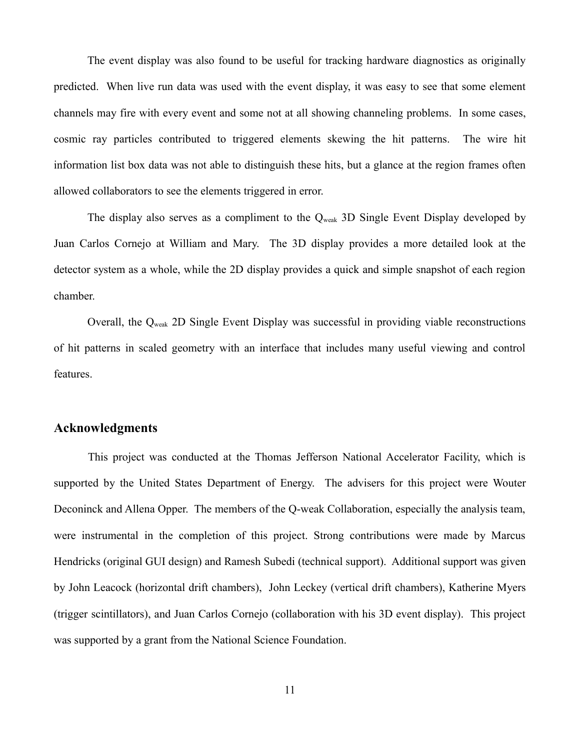The event display was also found to be useful for tracking hardware diagnostics as originally predicted. When live run data was used with the event display, it was easy to see that some element channels may fire with every event and some not at all showing channeling problems. In some cases, cosmic ray particles contributed to triggered elements skewing the hit patterns. The wire hit information list box data was not able to distinguish these hits, but a glance at the region frames often allowed collaborators to see the elements triggered in error.

The display also serves as a compliment to the $Q_{weak}$ 3D Single Event Display developed by Juan Carlos Cornejo at William and Mary. The 3D display provides a more detailed look at the detector system as a whole, while the 2D display provides a quick and simple snapshot of each region chamber.

Overall, the $Q_{weak}$ 2D Single Event Display was successful in providing viable reconstructions of hit patterns in scaled geometry with an interface that includes many useful viewing and control features.

## Acknowledgments

This project was conducted at the Thomas Jefferson National Accelerator Facility, which is supported by the United States Department of Energy. The advisers for this project were Wouter Deconinck and Allena Opper. The members of the Q-weak Collaboration, especially the analysis team, were instrumental in the completion of this project. Strong contributions were made by Marcus Hendricks (original GUI design) and Ramesh Subedi (technical support). Additional support was given by John Leacock (horizontal drift chambers), John Leckey (vertical drift chambers), Katherine Myers (trigger scintillators), and Juan Carlos Cornejo (collaboration with his 3D event display). This project was supported by a grant from the National Science Foundation.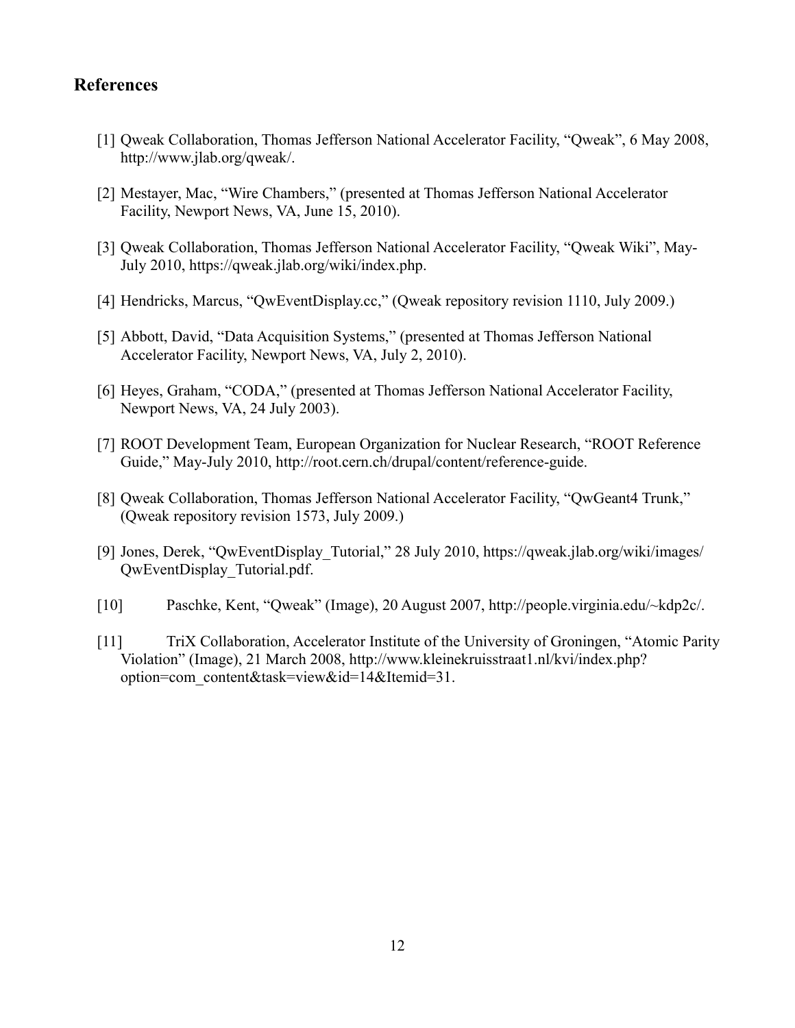## References

[1] Qweak Collaboration, Thomas Jefferson National Accelerator Facility, "Qweak", 6 May 2008, http://www.jlab.org/qweak/.

[2] Mestayer, Mac, "Wire Chambers," (presented at Thomas Jefferson National Accelerator Facility, Newport News, VA, June 15, 2010).

[3] Qweak Collaboration, Thomas Jefferson National Accelerator Facility, "Qweak Wiki", May-July 2010, https://qweak.jlab.org/wiki/index.php.

[4] Hendricks, Marcus, "QwEventDisplay.cc," (Qweak repository revision 1110, July 2009.)

[5] Abbott, David, "Data Acquisition Systems," (presented at Thomas Jefferson National Accelerator Facility, Newport News, VA, July 2, 2010).

[6] Heyes, Graham, "CODA," (presented at Thomas Jefferson National Accelerator Facility, Newport News, VA, 24 July 2003).

[7] ROOT Development Team, European Organization for Nuclear Research, "ROOT Reference Guide," May-July 2010, http://root.cern.ch/drupal/content/reference-guide.

[8] Qweak Collaboration, Thomas Jefferson National Accelerator Facility, "QwGeant4 Trunk," (Qweak repository revision 1573, July 2009.)

[9] Jones, Derek, "QwEventDisplay_Tutorial," 28 July 2010, https://qweak.jlab.org/wiki/images/QwEventDisplay_Tutorial.pdf.

[10] Paschke, Kent, "Qweak" (Image), 20 August 2007, http://people.virginia.edu/~kdp2c/.

[11] TriX Collaboration, Accelerator Institute of the University of Groningen, "Atomic Parity Violation" (Image), 21 March 2008, http://www.kleinekruisstraat1.nl/kvi/index.php?option=com_content&task=view&id=14&Itemid=31.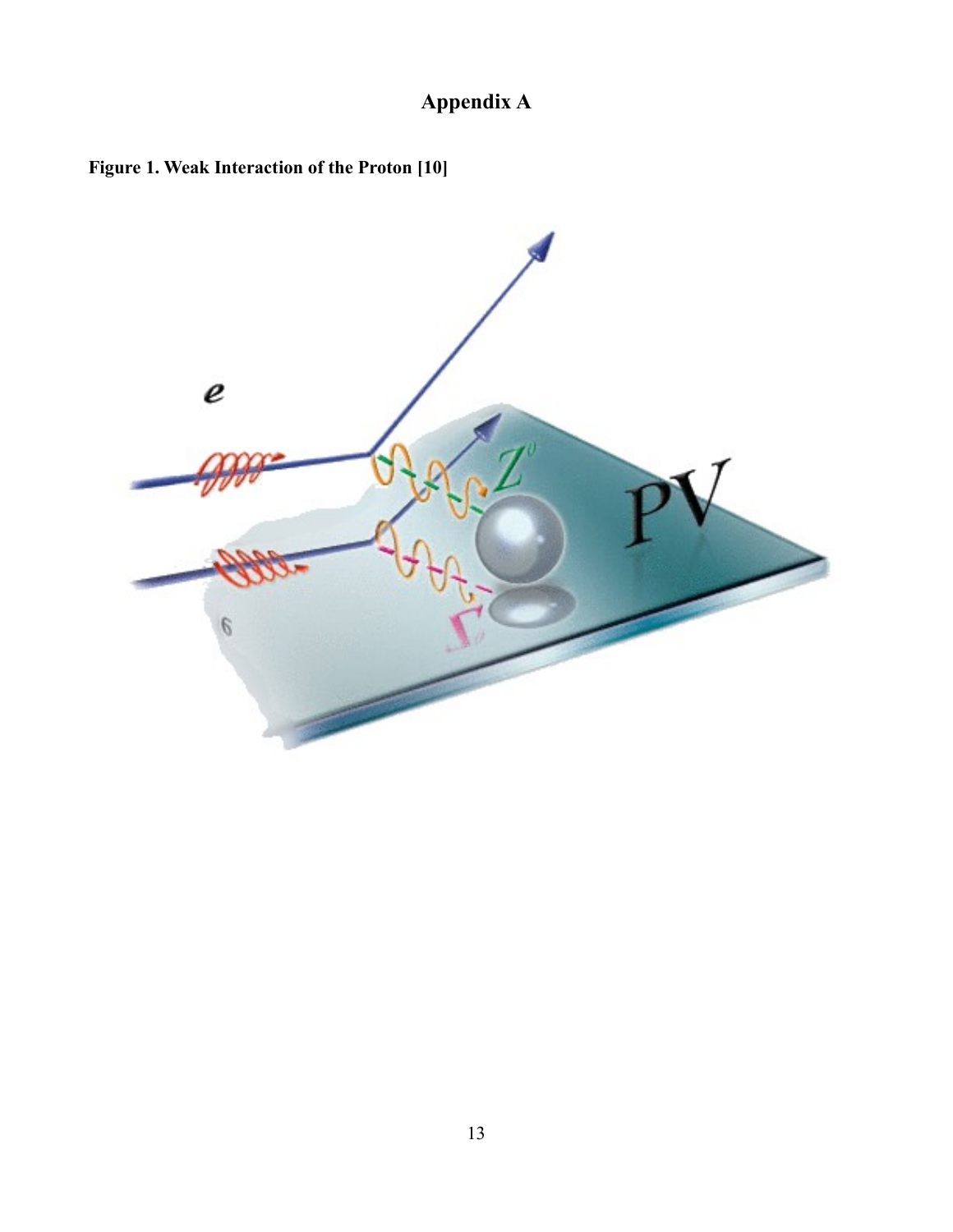# Appendix A

**Figure 1. Weak Interaction of the Proton [10]**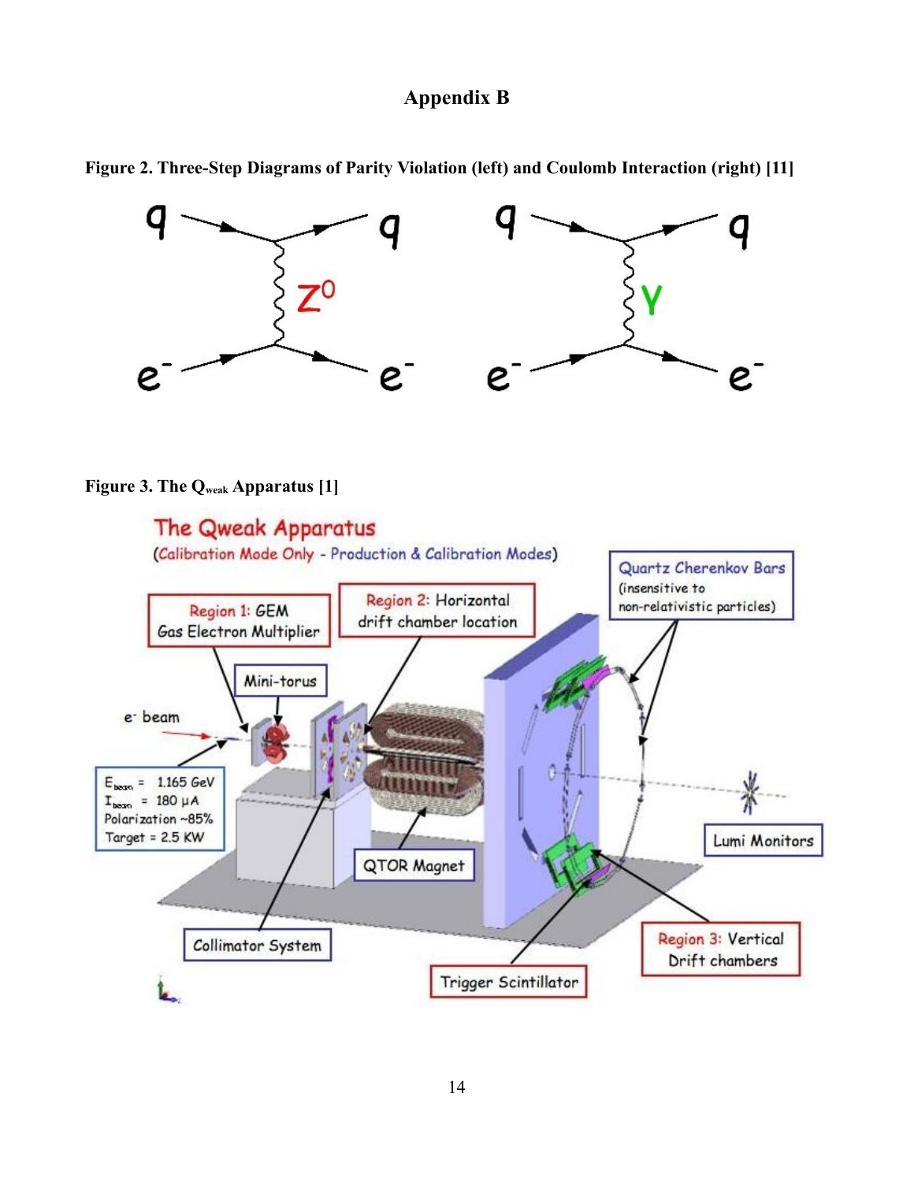# Appendix B

**Figure 2. Three-Step Diagrams of Parity Violation (left) and Coulomb Interaction (right) [11]**

**Figure 3. The $Q_{weak}$ Apparatus [1]**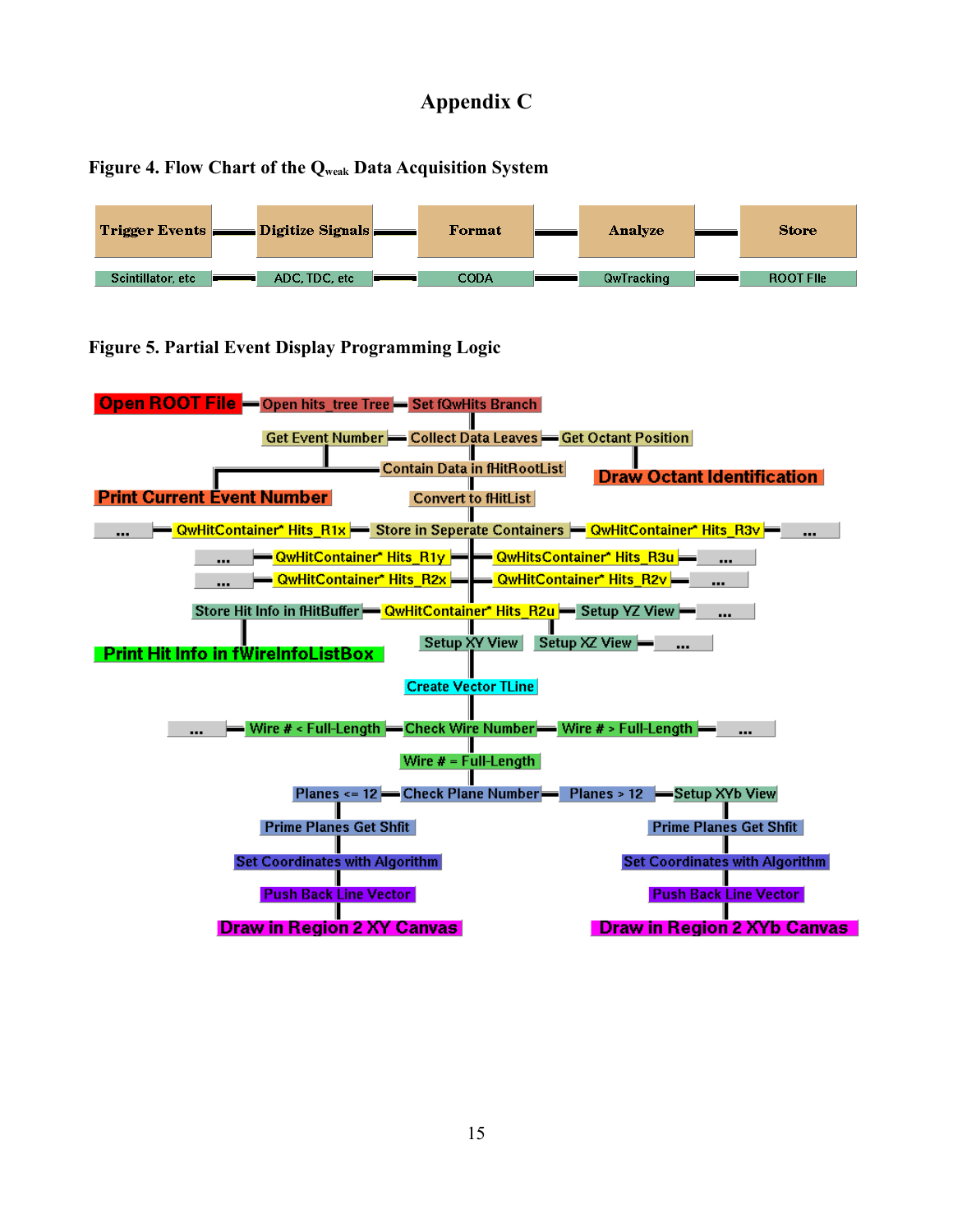# Appendix C

**Figure 4. Flow Chart of the $Q_{weak}$ Data Acquisition System**

Trigger Events — Digitize Signals — Format — Analyze — Store

Scintillator, etc — ADC, TDC, etc — CODA — QwTracking — ROOT FIle

**Figure 5. Partial Event Display Programming Logic**

Open ROOT File — Open hits_tree Tree — Set fQwHits Branch

Get Event Number — Collect Data Leaves — Get Octant Position

Contain Data in fHitRootList

Print Current Event Number

Draw Octant Identification

Convert to fHitList

... — QwHitContainer* Hits_R1x — Store in Seperate Containers — QwHitContainer* Hits_R3v — ...

... — QwHitContainer* Hits_R1y — QwHitsContainer* Hits_R3u — ...

... — QwHitContainer* Hits_R2x — QwHitContainer* Hits_R2v — ...

Store Hit Info in fHitBuffer — QwHitContainer* Hits_R2u — Setup YZ View — ...

Print Hit Info in fWireInfoListBox

Setup XY View — Setup XZ View — ...

Create Vector TLine

... — Wire # < Full-Length — Check Wire Number — Wire # > Full-Length — ...

Wire # = Full-Length

Planes <= 12 — Check Plane Number — Planes > 12 — Setup XYb View

Prime Planes Get Shfit | Prime Planes Get Shfit

Set Coordinates with Algorithm | Set Coordinates with Algorithm

Push Back Line Vector | Push Back Line Vector

Draw in Region 2 XY Canvas | Draw in Region 2 XYb Canvas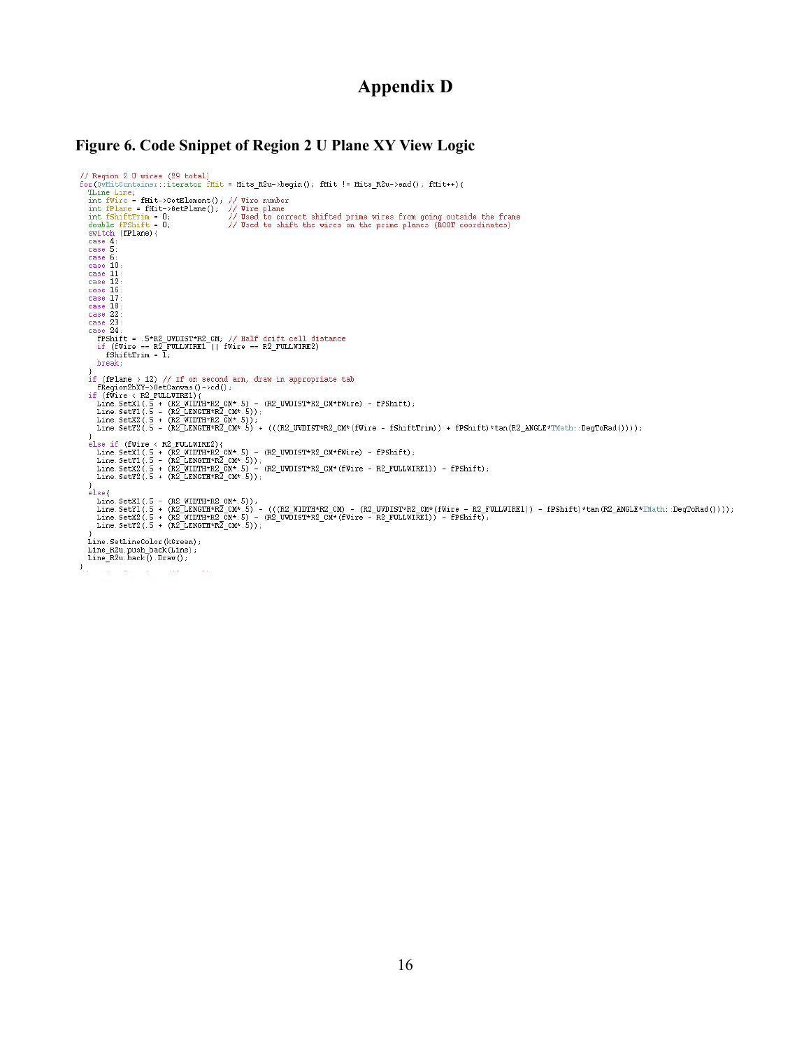# Appendix D

## Figure 6. Code Snippet of Region 2 U Plane XY View Logic

```
// Region 2 U wires (29 total)
for(QwHitContainer::iterator fHit = Hits_R2u->begin(); fHit != Hits_R2u->end(); fHit++){
  TLine Line;
  int fWire = fHit->GetElement(); // Wire number
  int fPlane = fHit->GetPlane();  // Wire plane
  int fShiftTrim = 0;             // Used to correct shifted prime wires from going outside the frame
  double fPShift = 0;             // Used to shift the wires on the prime planes (ROOT coordinates)
  switch (fPlane){
  case 4:
  case 5:
  case 6:
  case 10:
  case 11:
  case 12:
  case 16:
  case 17:
  case 18:
  case 22:
  case 23:
  case 24:
    fPShift = .5*R2_UVDIST*R2_CM; // Half drift cell distance
    if (fWire == R2_FULLWIRE1 || fWire == R2_FULLWIRE2)
      fShiftTrim = 1;
    break;
  }
  if (fPlane > 12) // If on second arm, draw in appropriate tab
    fRegion2bXY->GetCanvas()->cd();
  if (fWire < R2_FULLWIRE1){
    Line.SetX1(.5 + (R2_WIDTH*R2_CM*.5) - (R2_UVDIST*R2_CM*fWire) - fPShift);
    Line.SetY1(.5 - (R2_LENGTH*R2_CM*.5));
    Line.SetX2(.5 + (R2_WIDTH*R2_CM*.5));
    Line.SetY2(.5 - (R2_LENGTH*R2_CM*.5) + (((R2_UVDIST*R2_CM*(fWire - fShiftTrim)) + fPShift)*tan(R2_ANGLE*TMath::DegToRad())));
  }
  else if (fWire < R2_FULLWIRE2){
    Line.SetX1(.5 + (R2_WIDTH*R2_CM*.5) - (R2_UVDIST*R2_CM*fWire) - fPShift);
    Line.SetY1(.5 - (R2_LENGTH*R2_CM*.5));
    Line.SetX2(.5 + (R2_WIDTH*R2_CM*.5) - (R2_UVDIST*R2_CM*(fWire - R2_FULLWIRE1)) - fPShift);
    Line.SetY2(.5 + (R2_LENGTH*R2_CM*.5));
  }
  else{
    Line.SetX1(.5 - (R2_WIDTH*R2_CM*.5));
    Line.SetY1(.5 + (R2_LENGTH*R2_CM*.5) - (((R2_WIDTH*R2_CM) - (R2_UVDIST*R2_CM*(fWire - R2_FULLWIRE1)) - fPShift)*tan(R2_ANGLE*TMath::DegToRad())));
    Line.SetX2(.5 + (R2_WIDTH*R2_CM*.5) - (R2_UVDIST*R2_CM*(fWire - R2_FULLWIRE1)) - fPShift);
    Line.SetY2(.5 + (R2_LENGTH*R2_CM*.5));
  }
  Line.SetLineColor(kGreen);
  Line_R2u.push_back(Line);
  Line_R2u.back().Draw();
}
```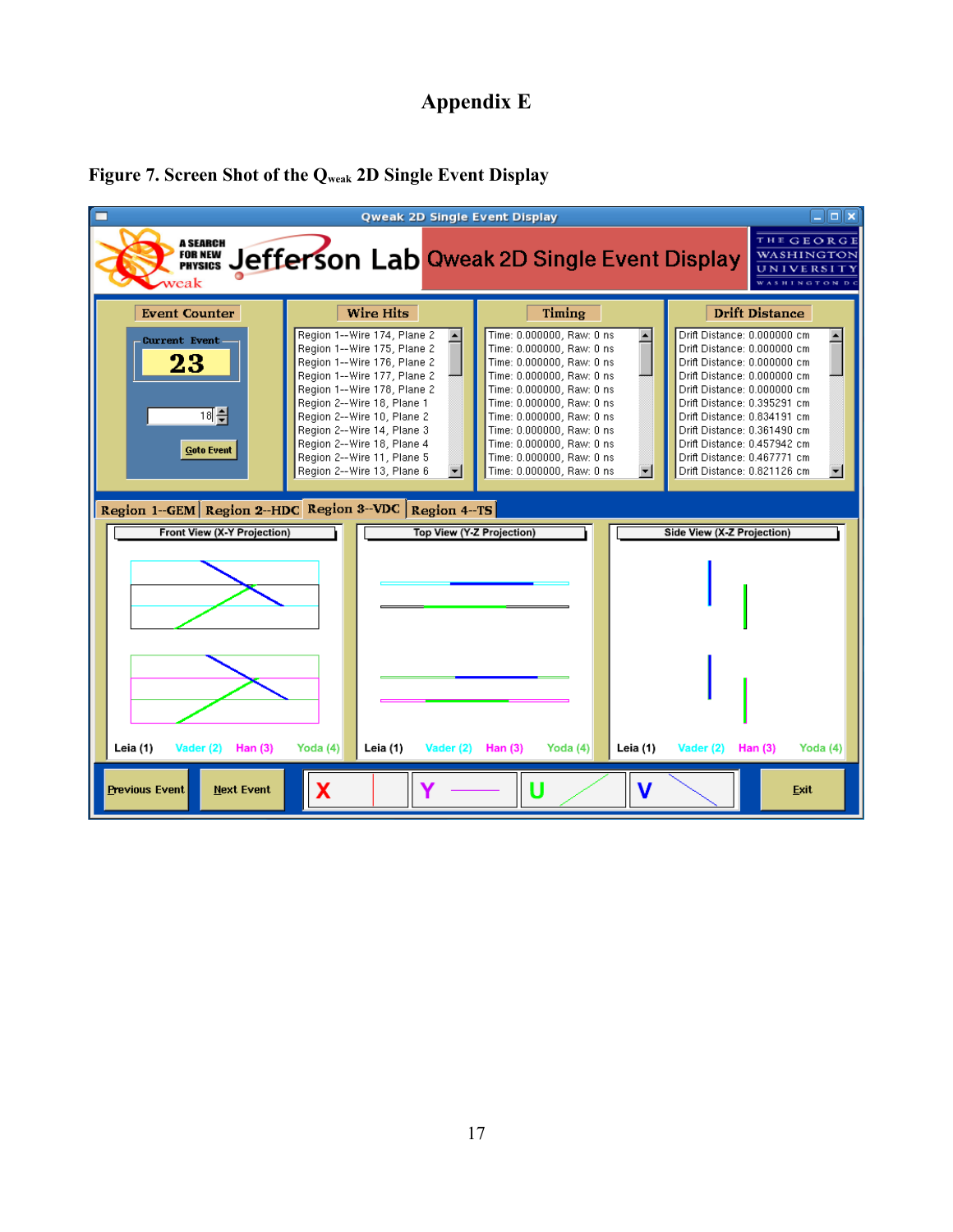# Appendix E

**Figure 7. Screen Shot of the $Q_{weak}$ 2D Single Event Display**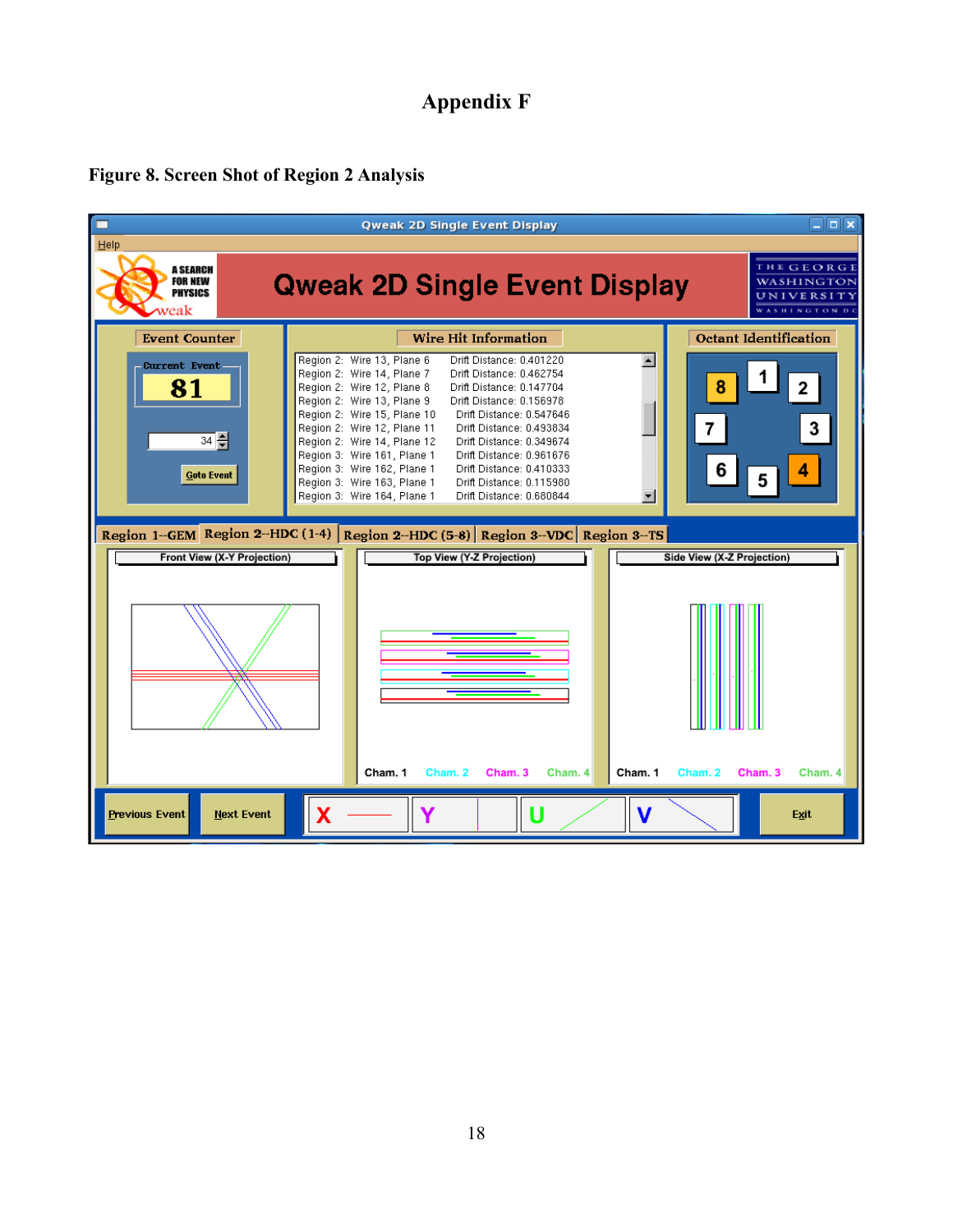# Appendix F

**Figure 8. Screen Shot of Region 2 Analysis**

Qweak 2D Single Event Display

Help

A SEARCH FOR NEW PHYSICS Qweak

Qweak 2D Single Event Display

THE GEORGE WASHINGTON UNIVERSITY WASHINGTON DC

Event Counter

Current Event

81

34

Goto Event

Wire Hit Information

Region 2: Wire 13, Plane 6 Drift Distance: 0.401220
Region 2: Wire 14, Plane 7 Drift Distance: 0.462754
Region 2: Wire 12, Plane 8 Drift Distance: 0.147704
Region 2: Wire 13, Plane 9 Drift Distance: 0.156978
Region 2: Wire 15, Plane 10 Drift Distance: 0.547646
Region 2: Wire 12, Plane 11 Drift Distance: 0.493834
Region 2: Wire 14, Plane 12 Drift Distance: 0.349674
Region 3: Wire 161, Plane 1 Drift Distance: 0.961676
Region 3: Wire 162, Plane 1 Drift Distance: 0.410333
Region 3: Wire 163, Plane 1 Drift Distance: 0.115980
Region 3: Wire 164, Plane 1 Drift Distance: 0.680844

Octant Identification

8 1 2 7 3 6 5 4

Region 1--GEM | Region 2--HDC (1-4) | Region 2--HDC (5-8) | Region 3--VDC | Region 3--TS

Front View (X-Y Projection)

Top View (Y-Z Projection)

Cham. 1 Cham. 2 Cham. 3 Cham. 4

Side View (X-Z Projection)

Cham. 1 Cham. 2 Cham. 3 Cham. 4

Previous Event | Next Event | X | Y | U | V | Exit